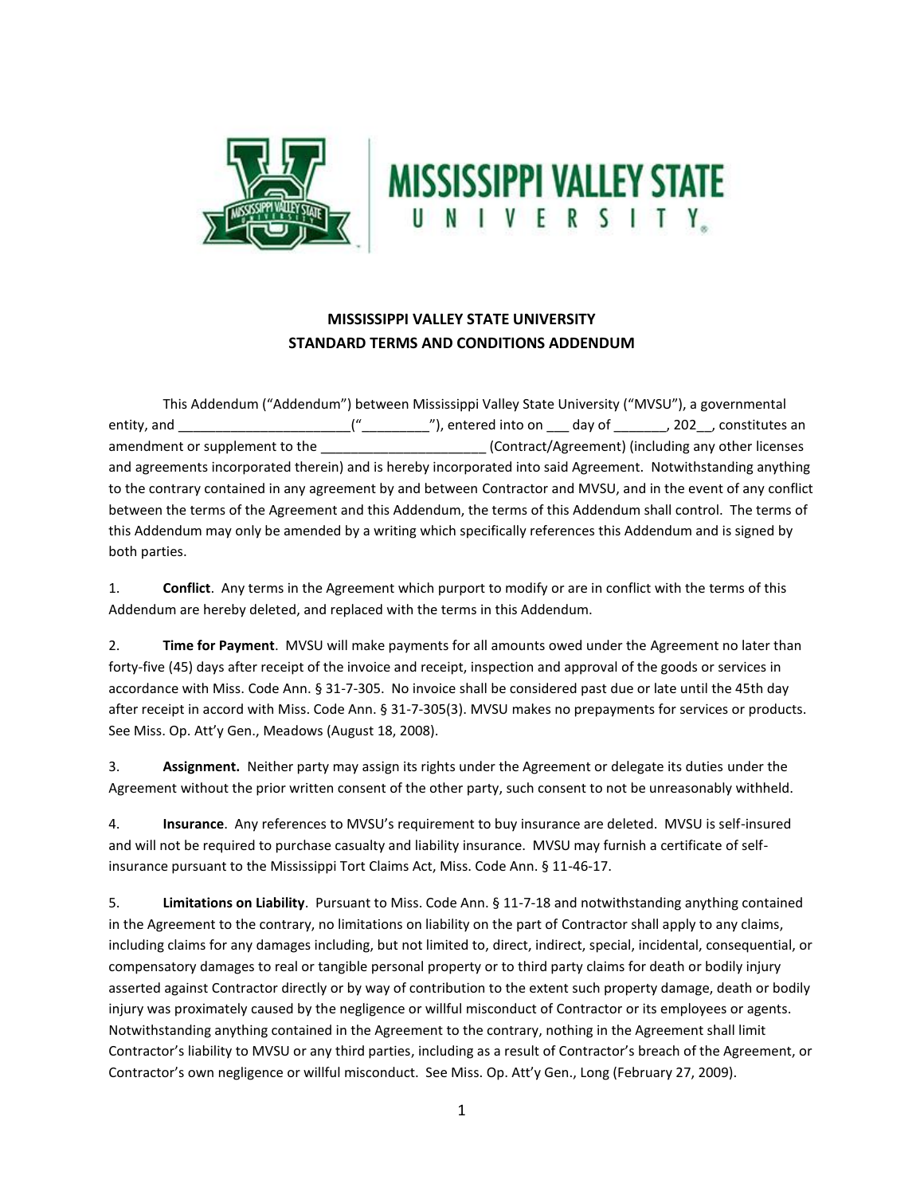# MISSISSIPPI VALLEY STATE UNIVERSITY
## STANDARD TERMS AND CONDITIONS ADDENDUM

This Addendum ("Addendum") between Mississippi Valley State University ("MVSU"), a governmental entity, and _______________________("_________"), entered into on ___ day of _______, 202__, constitutes an amendment or supplement to the ______________________ (Contract/Agreement) (including any other licenses and agreements incorporated therein) and is hereby incorporated into said Agreement. Notwithstanding anything to the contrary contained in any agreement by and between Contractor and MVSU, and in the event of any conflict between the terms of the Agreement and this Addendum, the terms of this Addendum shall control. The terms of this Addendum may only be amended by a writing which specifically references this Addendum and is signed by both parties.

1. **Conflict**. Any terms in the Agreement which purport to modify or are in conflict with the terms of this Addendum are hereby deleted, and replaced with the terms in this Addendum.

2. **Time for Payment**. MVSU will make payments for all amounts owed under the Agreement no later than forty-five (45) days after receipt of the invoice and receipt, inspection and approval of the goods or services in accordance with Miss. Code Ann. § 31-7-305. No invoice shall be considered past due or late until the 45th day after receipt in accord with Miss. Code Ann. § 31-7-305(3). MVSU makes no prepayments for services or products. See Miss. Op. Att'y Gen., Meadows (August 18, 2008).

3. **Assignment.** Neither party may assign its rights under the Agreement or delegate its duties under the Agreement without the prior written consent of the other party, such consent to not be unreasonably withheld.

4. **Insurance**. Any references to MVSU's requirement to buy insurance are deleted. MVSU is self-insured and will not be required to purchase casualty and liability insurance. MVSU may furnish a certificate of self-insurance pursuant to the Mississippi Tort Claims Act, Miss. Code Ann. § 11-46-17.

5. **Limitations on Liability**. Pursuant to Miss. Code Ann. § 11-7-18 and notwithstanding anything contained in the Agreement to the contrary, no limitations on liability on the part of Contractor shall apply to any claims, including claims for any damages including, but not limited to, direct, indirect, special, incidental, consequential, or compensatory damages to real or tangible personal property or to third party claims for death or bodily injury asserted against Contractor directly or by way of contribution to the extent such property damage, death or bodily injury was proximately caused by the negligence or willful misconduct of Contractor or its employees or agents. Notwithstanding anything contained in the Agreement to the contrary, nothing in the Agreement shall limit Contractor's liability to MVSU or any third parties, including as a result of Contractor's breach of the Agreement, or Contractor's own negligence or willful misconduct. See Miss. Op. Att'y Gen., Long (February 27, 2009).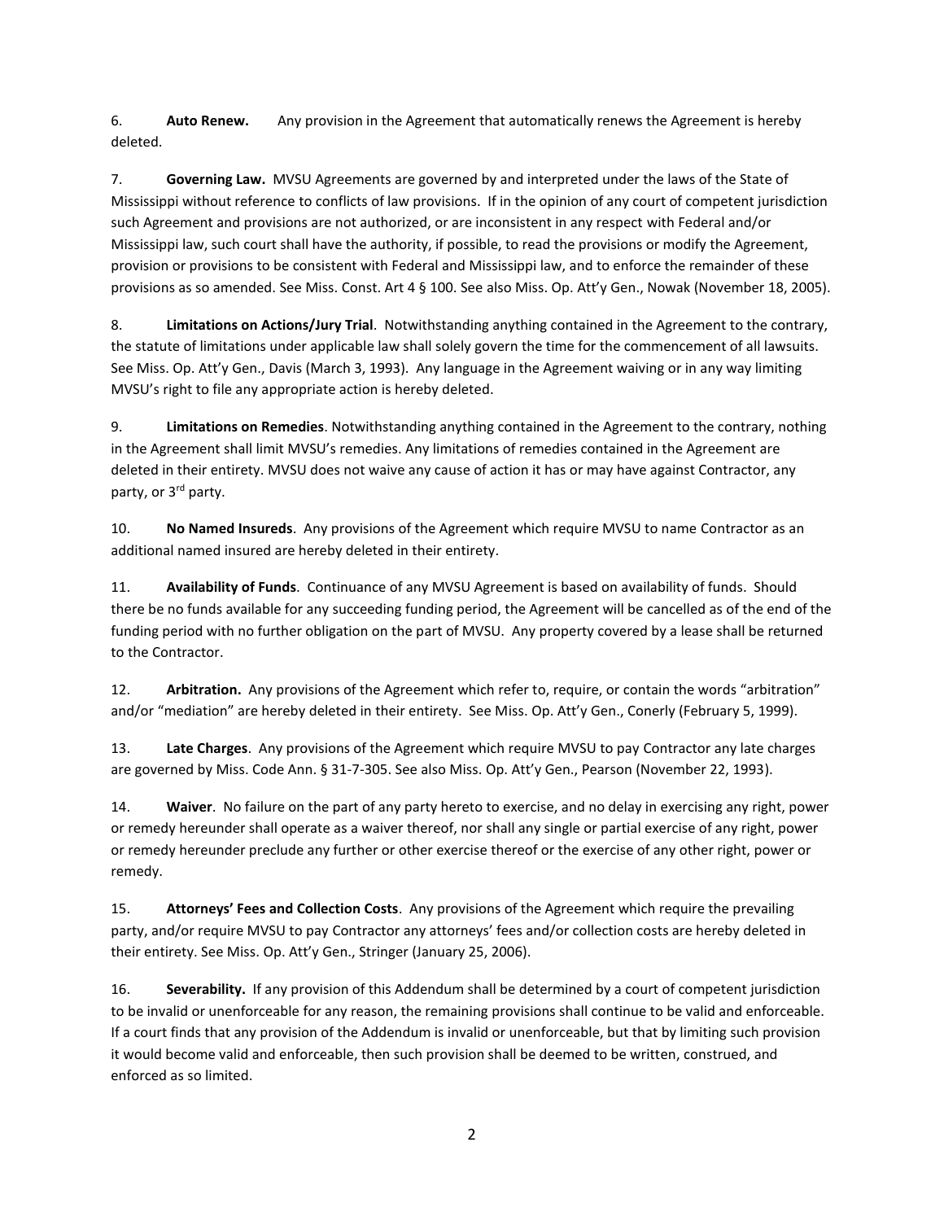6. **Auto Renew.** Any provision in the Agreement that automatically renews the Agreement is hereby deleted.

7. **Governing Law.** MVSU Agreements are governed by and interpreted under the laws of the State of Mississippi without reference to conflicts of law provisions. If in the opinion of any court of competent jurisdiction such Agreement and provisions are not authorized, or are inconsistent in any respect with Federal and/or Mississippi law, such court shall have the authority, if possible, to read the provisions or modify the Agreement, provision or provisions to be consistent with Federal and Mississippi law, and to enforce the remainder of these provisions as so amended. See Miss. Const. Art 4 § 100. See also Miss. Op. Att'y Gen., Nowak (November 18, 2005).

8. **Limitations on Actions/Jury Trial**. Notwithstanding anything contained in the Agreement to the contrary, the statute of limitations under applicable law shall solely govern the time for the commencement of all lawsuits. See Miss. Op. Att'y Gen., Davis (March 3, 1993). Any language in the Agreement waiving or in any way limiting MVSU's right to file any appropriate action is hereby deleted.

9. **Limitations on Remedies**. Notwithstanding anything contained in the Agreement to the contrary, nothing in the Agreement shall limit MVSU's remedies. Any limitations of remedies contained in the Agreement are deleted in their entirety. MVSU does not waive any cause of action it has or may have against Contractor, any party, or 3rd party.

10. **No Named Insureds**. Any provisions of the Agreement which require MVSU to name Contractor as an additional named insured are hereby deleted in their entirety.

11. **Availability of Funds**. Continuance of any MVSU Agreement is based on availability of funds. Should there be no funds available for any succeeding funding period, the Agreement will be cancelled as of the end of the funding period with no further obligation on the part of MVSU. Any property covered by a lease shall be returned to the Contractor.

12. **Arbitration.** Any provisions of the Agreement which refer to, require, or contain the words "arbitration" and/or "mediation" are hereby deleted in their entirety. See Miss. Op. Att'y Gen., Conerly (February 5, 1999).

13. **Late Charges**. Any provisions of the Agreement which require MVSU to pay Contractor any late charges are governed by Miss. Code Ann. § 31-7-305. See also Miss. Op. Att'y Gen., Pearson (November 22, 1993).

14. **Waiver**. No failure on the part of any party hereto to exercise, and no delay in exercising any right, power or remedy hereunder shall operate as a waiver thereof, nor shall any single or partial exercise of any right, power or remedy hereunder preclude any further or other exercise thereof or the exercise of any other right, power or remedy.

15. **Attorneys' Fees and Collection Costs**. Any provisions of the Agreement which require the prevailing party, and/or require MVSU to pay Contractor any attorneys' fees and/or collection costs are hereby deleted in their entirety. See Miss. Op. Att'y Gen., Stringer (January 25, 2006).

16. **Severability.** If any provision of this Addendum shall be determined by a court of competent jurisdiction to be invalid or unenforceable for any reason, the remaining provisions shall continue to be valid and enforceable. If a court finds that any provision of the Addendum is invalid or unenforceable, but that by limiting such provision it would become valid and enforceable, then such provision shall be deemed to be written, construed, and enforced as so limited.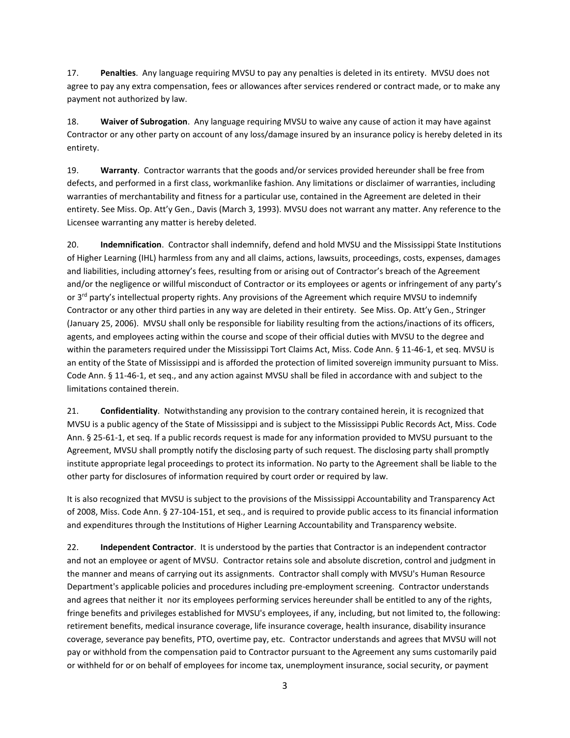17. **Penalties**. Any language requiring MVSU to pay any penalties is deleted in its entirety. MVSU does not agree to pay any extra compensation, fees or allowances after services rendered or contract made, or to make any payment not authorized by law.

18. **Waiver of Subrogation**. Any language requiring MVSU to waive any cause of action it may have against Contractor or any other party on account of any loss/damage insured by an insurance policy is hereby deleted in its entirety.

19. **Warranty**. Contractor warrants that the goods and/or services provided hereunder shall be free from defects, and performed in a first class, workmanlike fashion. Any limitations or disclaimer of warranties, including warranties of merchantability and fitness for a particular use, contained in the Agreement are deleted in their entirety. See Miss. Op. Att'y Gen., Davis (March 3, 1993). MVSU does not warrant any matter. Any reference to the Licensee warranting any matter is hereby deleted.

20. **Indemnification**. Contractor shall indemnify, defend and hold MVSU and the Mississippi State Institutions of Higher Learning (IHL) harmless from any and all claims, actions, lawsuits, proceedings, costs, expenses, damages and liabilities, including attorney's fees, resulting from or arising out of Contractor's breach of the Agreement and/or the negligence or willful misconduct of Contractor or its employees or agents or infringement of any party's or 3rd party's intellectual property rights. Any provisions of the Agreement which require MVSU to indemnify Contractor or any other third parties in any way are deleted in their entirety. See Miss. Op. Att'y Gen., Stringer (January 25, 2006). MVSU shall only be responsible for liability resulting from the actions/inactions of its officers, agents, and employees acting within the course and scope of their official duties with MVSU to the degree and within the parameters required under the Mississippi Tort Claims Act, Miss. Code Ann. § 11-46-1, et seq. MVSU is an entity of the State of Mississippi and is afforded the protection of limited sovereign immunity pursuant to Miss. Code Ann. § 11-46-1, et seq., and any action against MVSU shall be filed in accordance with and subject to the limitations contained therein.

21. **Confidentiality**. Notwithstanding any provision to the contrary contained herein, it is recognized that MVSU is a public agency of the State of Mississippi and is subject to the Mississippi Public Records Act, Miss. Code Ann. § 25-61-1, et seq. If a public records request is made for any information provided to MVSU pursuant to the Agreement, MVSU shall promptly notify the disclosing party of such request. The disclosing party shall promptly institute appropriate legal proceedings to protect its information. No party to the Agreement shall be liable to the other party for disclosures of information required by court order or required by law.

It is also recognized that MVSU is subject to the provisions of the Mississippi Accountability and Transparency Act of 2008, Miss. Code Ann. § 27-104-151, et seq., and is required to provide public access to its financial information and expenditures through the Institutions of Higher Learning Accountability and Transparency website.

22. **Independent Contractor**. It is understood by the parties that Contractor is an independent contractor and not an employee or agent of MVSU. Contractor retains sole and absolute discretion, control and judgment in the manner and means of carrying out its assignments. Contractor shall comply with MVSU's Human Resource Department's applicable policies and procedures including pre-employment screening. Contractor understands and agrees that neither it nor its employees performing services hereunder shall be entitled to any of the rights, fringe benefits and privileges established for MVSU's employees, if any, including, but not limited to, the following: retirement benefits, medical insurance coverage, life insurance coverage, health insurance, disability insurance coverage, severance pay benefits, PTO, overtime pay, etc. Contractor understands and agrees that MVSU will not pay or withhold from the compensation paid to Contractor pursuant to the Agreement any sums customarily paid or withheld for or on behalf of employees for income tax, unemployment insurance, social security, or payment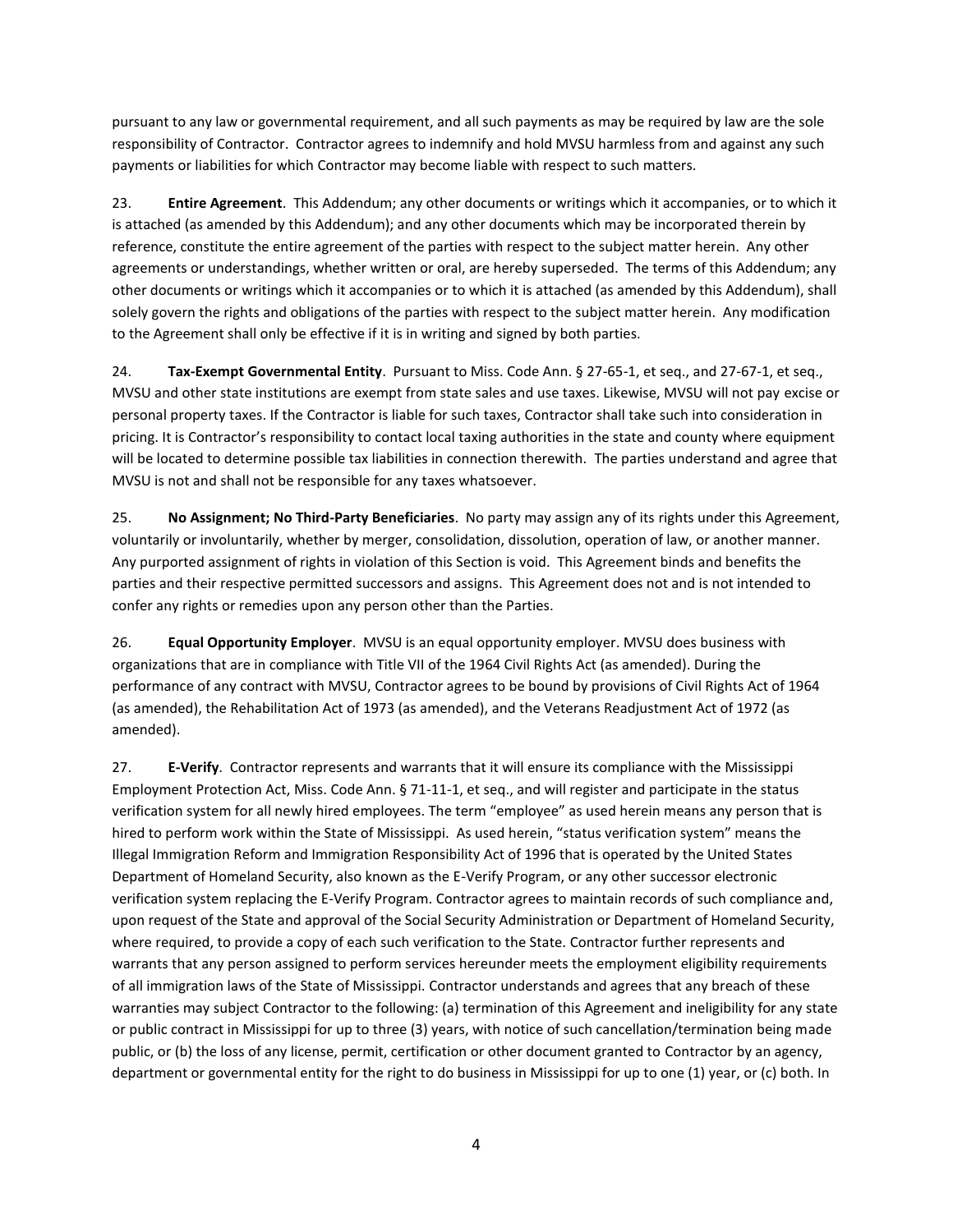pursuant to any law or governmental requirement, and all such payments as may be required by law are the sole responsibility of Contractor. Contractor agrees to indemnify and hold MVSU harmless from and against any such payments or liabilities for which Contractor may become liable with respect to such matters.

23. **Entire Agreement**. This Addendum; any other documents or writings which it accompanies, or to which it is attached (as amended by this Addendum); and any other documents which may be incorporated therein by reference, constitute the entire agreement of the parties with respect to the subject matter herein. Any other agreements or understandings, whether written or oral, are hereby superseded. The terms of this Addendum; any other documents or writings which it accompanies or to which it is attached (as amended by this Addendum), shall solely govern the rights and obligations of the parties with respect to the subject matter herein. Any modification to the Agreement shall only be effective if it is in writing and signed by both parties.

24. **Tax-Exempt Governmental Entity**. Pursuant to Miss. Code Ann. § 27-65-1, et seq., and 27-67-1, et seq., MVSU and other state institutions are exempt from state sales and use taxes. Likewise, MVSU will not pay excise or personal property taxes. If the Contractor is liable for such taxes, Contractor shall take such into consideration in pricing. It is Contractor's responsibility to contact local taxing authorities in the state and county where equipment will be located to determine possible tax liabilities in connection therewith. The parties understand and agree that MVSU is not and shall not be responsible for any taxes whatsoever.

25. **No Assignment; No Third-Party Beneficiaries**. No party may assign any of its rights under this Agreement, voluntarily or involuntarily, whether by merger, consolidation, dissolution, operation of law, or another manner. Any purported assignment of rights in violation of this Section is void. This Agreement binds and benefits the parties and their respective permitted successors and assigns. This Agreement does not and is not intended to confer any rights or remedies upon any person other than the Parties.

26. **Equal Opportunity Employer**. MVSU is an equal opportunity employer. MVSU does business with organizations that are in compliance with Title VII of the 1964 Civil Rights Act (as amended). During the performance of any contract with MVSU, Contractor agrees to be bound by provisions of Civil Rights Act of 1964 (as amended), the Rehabilitation Act of 1973 (as amended), and the Veterans Readjustment Act of 1972 (as amended).

27. **E-Verify**. Contractor represents and warrants that it will ensure its compliance with the Mississippi Employment Protection Act, Miss. Code Ann. § 71-11-1, et seq., and will register and participate in the status verification system for all newly hired employees. The term "employee" as used herein means any person that is hired to perform work within the State of Mississippi. As used herein, "status verification system" means the Illegal Immigration Reform and Immigration Responsibility Act of 1996 that is operated by the United States Department of Homeland Security, also known as the E-Verify Program, or any other successor electronic verification system replacing the E-Verify Program. Contractor agrees to maintain records of such compliance and, upon request of the State and approval of the Social Security Administration or Department of Homeland Security, where required, to provide a copy of each such verification to the State. Contractor further represents and warrants that any person assigned to perform services hereunder meets the employment eligibility requirements of all immigration laws of the State of Mississippi. Contractor understands and agrees that any breach of these warranties may subject Contractor to the following: (a) termination of this Agreement and ineligibility for any state or public contract in Mississippi for up to three (3) years, with notice of such cancellation/termination being made public, or (b) the loss of any license, permit, certification or other document granted to Contractor by an agency, department or governmental entity for the right to do business in Mississippi for up to one (1) year, or (c) both. In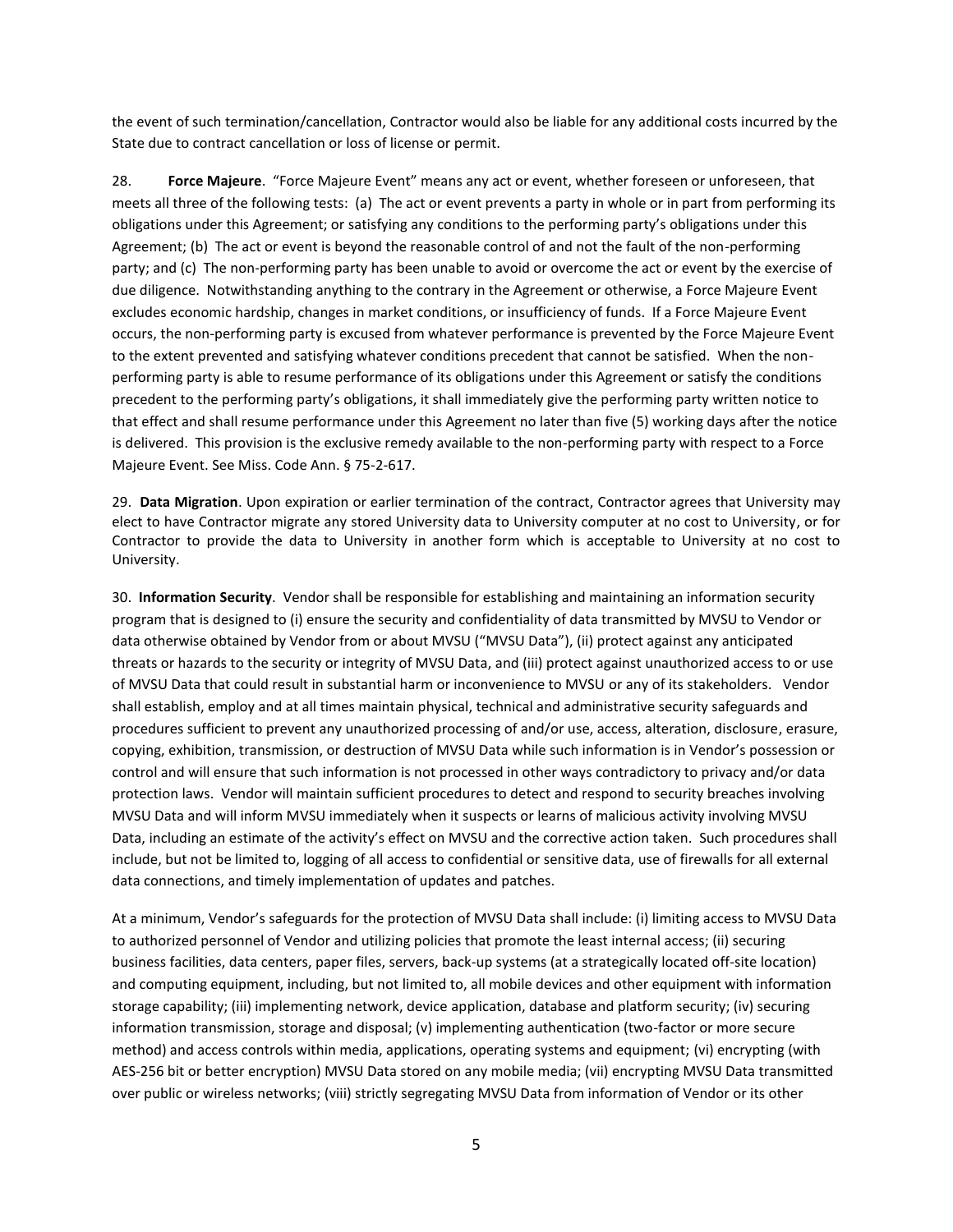the event of such termination/cancellation, Contractor would also be liable for any additional costs incurred by the State due to contract cancellation or loss of license or permit.

28. **Force Majeure**. "Force Majeure Event" means any act or event, whether foreseen or unforeseen, that meets all three of the following tests: (a) The act or event prevents a party in whole or in part from performing its obligations under this Agreement; or satisfying any conditions to the performing party's obligations under this Agreement; (b) The act or event is beyond the reasonable control of and not the fault of the non-performing party; and (c) The non-performing party has been unable to avoid or overcome the act or event by the exercise of due diligence. Notwithstanding anything to the contrary in the Agreement or otherwise, a Force Majeure Event excludes economic hardship, changes in market conditions, or insufficiency of funds. If a Force Majeure Event occurs, the non-performing party is excused from whatever performance is prevented by the Force Majeure Event to the extent prevented and satisfying whatever conditions precedent that cannot be satisfied. When the non-performing party is able to resume performance of its obligations under this Agreement or satisfy the conditions precedent to the performing party's obligations, it shall immediately give the performing party written notice to that effect and shall resume performance under this Agreement no later than five (5) working days after the notice is delivered. This provision is the exclusive remedy available to the non-performing party with respect to a Force Majeure Event. See Miss. Code Ann. § 75-2-617.

29. **Data Migration**. Upon expiration or earlier termination of the contract, Contractor agrees that University may elect to have Contractor migrate any stored University data to University computer at no cost to University, or for Contractor to provide the data to University in another form which is acceptable to University at no cost to University.

30. **Information Security**. Vendor shall be responsible for establishing and maintaining an information security program that is designed to (i) ensure the security and confidentiality of data transmitted by MVSU to Vendor or data otherwise obtained by Vendor from or about MVSU ("MVSU Data"), (ii) protect against any anticipated threats or hazards to the security or integrity of MVSU Data, and (iii) protect against unauthorized access to or use of MVSU Data that could result in substantial harm or inconvenience to MVSU or any of its stakeholders. Vendor shall establish, employ and at all times maintain physical, technical and administrative security safeguards and procedures sufficient to prevent any unauthorized processing of and/or use, access, alteration, disclosure, erasure, copying, exhibition, transmission, or destruction of MVSU Data while such information is in Vendor's possession or control and will ensure that such information is not processed in other ways contradictory to privacy and/or data protection laws. Vendor will maintain sufficient procedures to detect and respond to security breaches involving MVSU Data and will inform MVSU immediately when it suspects or learns of malicious activity involving MVSU Data, including an estimate of the activity's effect on MVSU and the corrective action taken. Such procedures shall include, but not be limited to, logging of all access to confidential or sensitive data, use of firewalls for all external data connections, and timely implementation of updates and patches.

At a minimum, Vendor's safeguards for the protection of MVSU Data shall include: (i) limiting access to MVSU Data to authorized personnel of Vendor and utilizing policies that promote the least internal access; (ii) securing business facilities, data centers, paper files, servers, back-up systems (at a strategically located off-site location) and computing equipment, including, but not limited to, all mobile devices and other equipment with information storage capability; (iii) implementing network, device application, database and platform security; (iv) securing information transmission, storage and disposal; (v) implementing authentication (two-factor or more secure method) and access controls within media, applications, operating systems and equipment; (vi) encrypting (with AES-256 bit or better encryption) MVSU Data stored on any mobile media; (vii) encrypting MVSU Data transmitted over public or wireless networks; (viii) strictly segregating MVSU Data from information of Vendor or its other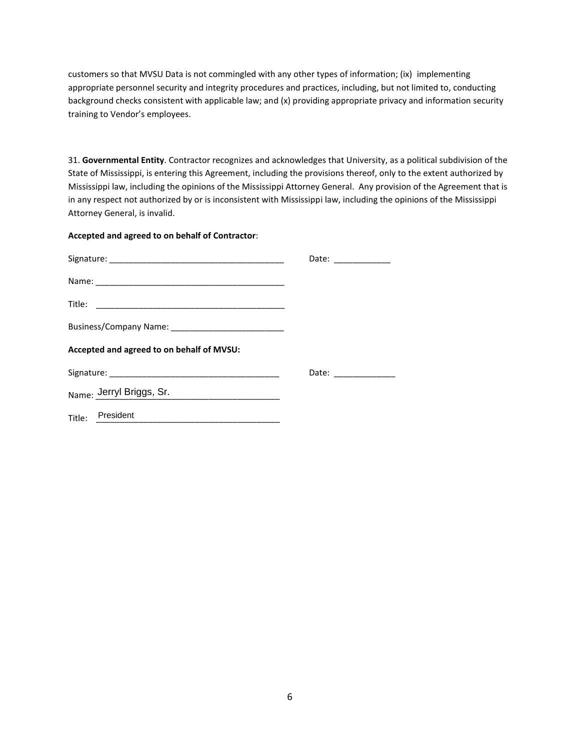customers so that MVSU Data is not commingled with any other types of information; (ix) implementing appropriate personnel security and integrity procedures and practices, including, but not limited to, conducting background checks consistent with applicable law; and (x) providing appropriate privacy and information security training to Vendor's employees.

31. **Governmental Entity**. Contractor recognizes and acknowledges that University, as a political subdivision of the State of Mississippi, is entering this Agreement, including the provisions thereof, only to the extent authorized by Mississippi law, including the opinions of the Mississippi Attorney General. Any provision of the Agreement that is in any respect not authorized by or is inconsistent with Mississippi law, including the opinions of the Mississippi Attorney General, is invalid.

**Accepted and agreed to on behalf of Contractor**:

Signature: _____________________________________ Date: ____________

Name: ________________________________________

Title: ________________________________________

Business/Company Name: ________________________

**Accepted and agreed to on behalf of MVSU:**

Signature: ___________________________________ Date: _____________

Name: Jerryl Briggs, Sr.

Title: President